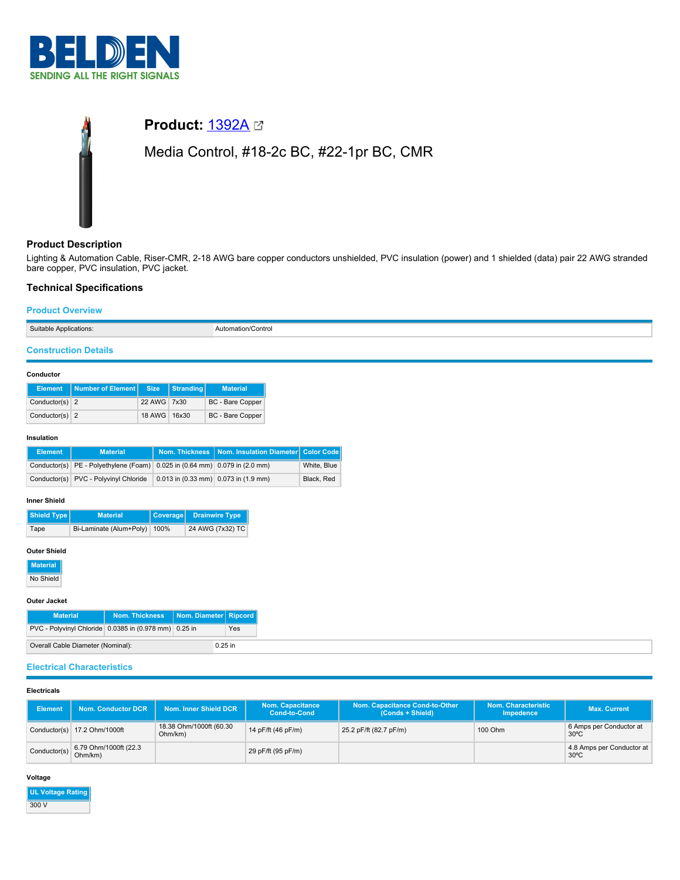**BELDEN**
SENDING ALL THE RIGHT SIGNALS

# Product: 1392A

Media Control, #18-2c BC, #22-1pr BC, CMR

## Product Description

Lighting & Automation Cable, Riser-CMR, 2-18 AWG bare copper conductors unshielded, PVC insulation (power) and 1 shielded (data) pair 22 AWG stranded bare copper, PVC insulation, PVC jacket.

## Technical Specifications

### Product Overview

| | |
|---|---|
| Suitable Applications: | Automation/Control |

### Construction Details

#### Conductor

| Element | Number of Element | Size | Stranding | Material |
|---|---|---|---|---|
| Conductor(s) | 2 | 22 AWG | 7x30 | BC - Bare Copper |
| Conductor(s) | 2 | 18 AWG | 16x30 | BC - Bare Copper |

#### Insulation

| Element | Material | Nom. Thickness | Nom. Insulation Diameter | Color Code |
|---|---|---|---|---|
| Conductor(s) | PE - Polyethylene (Foam) | 0.025 in (0.64 mm) | 0.079 in (2.0 mm) | White, Blue |
| Conductor(s) | PVC - Polyvinyl Chloride | 0.013 in (0.33 mm) | 0.073 in (1.9 mm) | Black, Red |

#### Inner Shield

| Shield Type | Material | Coverage | Drainwire Type |
|---|---|---|---|
| Tape | Bi-Laminate (Alum+Poly) | 100% | 24 AWG (7x32) TC |

#### Outer Shield

| Material |
|---|
| No Shield |

#### Outer Jacket

| Material | Nom. Thickness | Nom. Diameter | Ripcord |
|---|---|---|---|
| PVC - Polyvinyl Chloride | 0.0385 in (0.978 mm) | 0.25 in | Yes |

| | |
|---|---|
| Overall Cable Diameter (Nominal): | 0.25 in |

### Electrical Characteristics

#### Electricals

| Element | Nom. Conductor DCR | Nom. Inner Shield DCR | Nom. Capacitance Cond-to-Cond | Nom. Capacitance Cond-to-Other (Conds + Shield) | Nom. Characteristic Impedence | Max. Current |
|---|---|---|---|---|---|---|
| Conductor(s) | 17.2 Ohm/1000ft | 18.38 Ohm/1000ft (60.30 Ohm/km) | 14 pF/ft (46 pF/m) | 25.2 pF/ft (82.7 pF/m) | 100 Ohm | 6 Amps per Conductor at 30ºC |
| Conductor(s) | 6.79 Ohm/1000ft (22.3 Ohm/km) | | 29 pF/ft (95 pF/m) | | | 4.8 Amps per Conductor at 30ºC |

#### Voltage

| UL Voltage Rating |
|---|
| 300 V |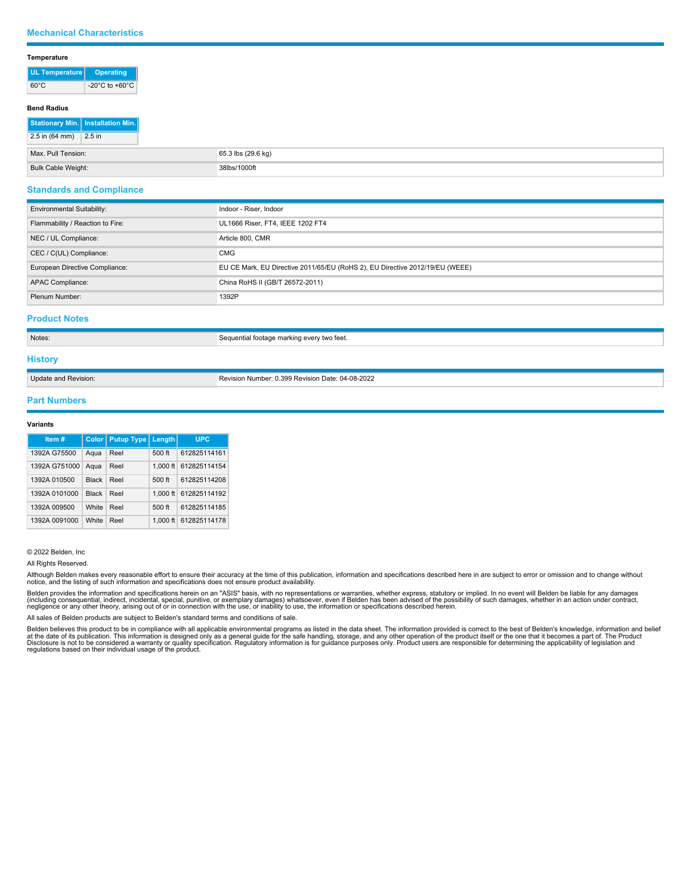## Mechanical Characteristics

**Temperature**

| UL Temperature | Operating |
|---|---|
| 60°C | -20°C to +60°C |

**Bend Radius**

| Stationary Min. | Installation Min. |
|---|---|
| 2.5 in (64 mm) | 2.5 in |

| | |
|---|---|
| Max. Pull Tension: | 65.3 lbs (29.6 kg) |
| Bulk Cable Weight: | 38lbs/1000ft |

## Standards and Compliance

| | |
|---|---|
| Environmental Suitability: | Indoor - Riser, Indoor |
| Flammability / Reaction to Fire: | UL1666 Riser, FT4, IEEE 1202 FT4 |
| NEC / UL Compliance: | Article 800, CMR |
| CEC / C(UL) Compliance: | CMG |
| European Directive Compliance: | EU CE Mark, EU Directive 2011/65/EU (RoHS 2), EU Directive 2012/19/EU (WEEE) |
| APAC Compliance: | China RoHS II (GB/T 26572-2011) |
| Plenum Number: | 1392P |

## Product Notes

| | |
|---|---|
| Notes: | Sequential footage marking every two feet. |

## History

| | |
|---|---|
| Update and Revision: | Revision Number: 0.399 Revision Date: 04-08-2022 |

## Part Numbers

**Variants**

| Item # | Color | Putup Type | Length | UPC |
|---|---|---|---|---|
| 1392A G75500 | Aqua | Reel | 500 ft | 612825114161 |
| 1392A G751000 | Aqua | Reel | 1,000 ft | 612825114154 |
| 1392A 010500 | Black | Reel | 500 ft | 612825114208 |
| 1392A 0101000 | Black | Reel | 1,000 ft | 612825114192 |
| 1392A 009500 | White | Reel | 500 ft | 612825114185 |
| 1392A 0091000 | White | Reel | 1,000 ft | 612825114178 |

© 2022 Belden, Inc

All Rights Reserved.

Although Belden makes every reasonable effort to ensure their accuracy at the time of this publication, information and specifications described here in are subject to error or omission and to change without notice, and the listing of such information and specifications does not ensure product availability.

Belden provides the information and specifications herein on an "ASIS" basis, with no representations or warranties, whether express, statutory or implied. In no event will Belden be liable for any damages (including consequential, indirect, incidental, special, punitive, or exemplary damages) whatsoever, even if Belden has been advised of the possibility of such damages, whether in an action under contract, negligence or any other theory, arising out of or in connection with the use, or inability to use, the information or specifications described herein.

All sales of Belden products are subject to Belden's standard terms and conditions of sale.

Belden believes this product to be in compliance with all applicable environmental programs as listed in the data sheet. The information provided is correct to the best of Belden's knowledge, information and belief at the date of its publication. This information is designed only as a general guide for the safe handling, storage, and any other operation of the product itself or the one that it becomes a part of. The Product Disclosure is not to be considered a warranty or quality specification. Regulatory information is for guidance purposes only. Product users are responsible for determining the applicability of legislation and regulations based on their individual usage of the product.